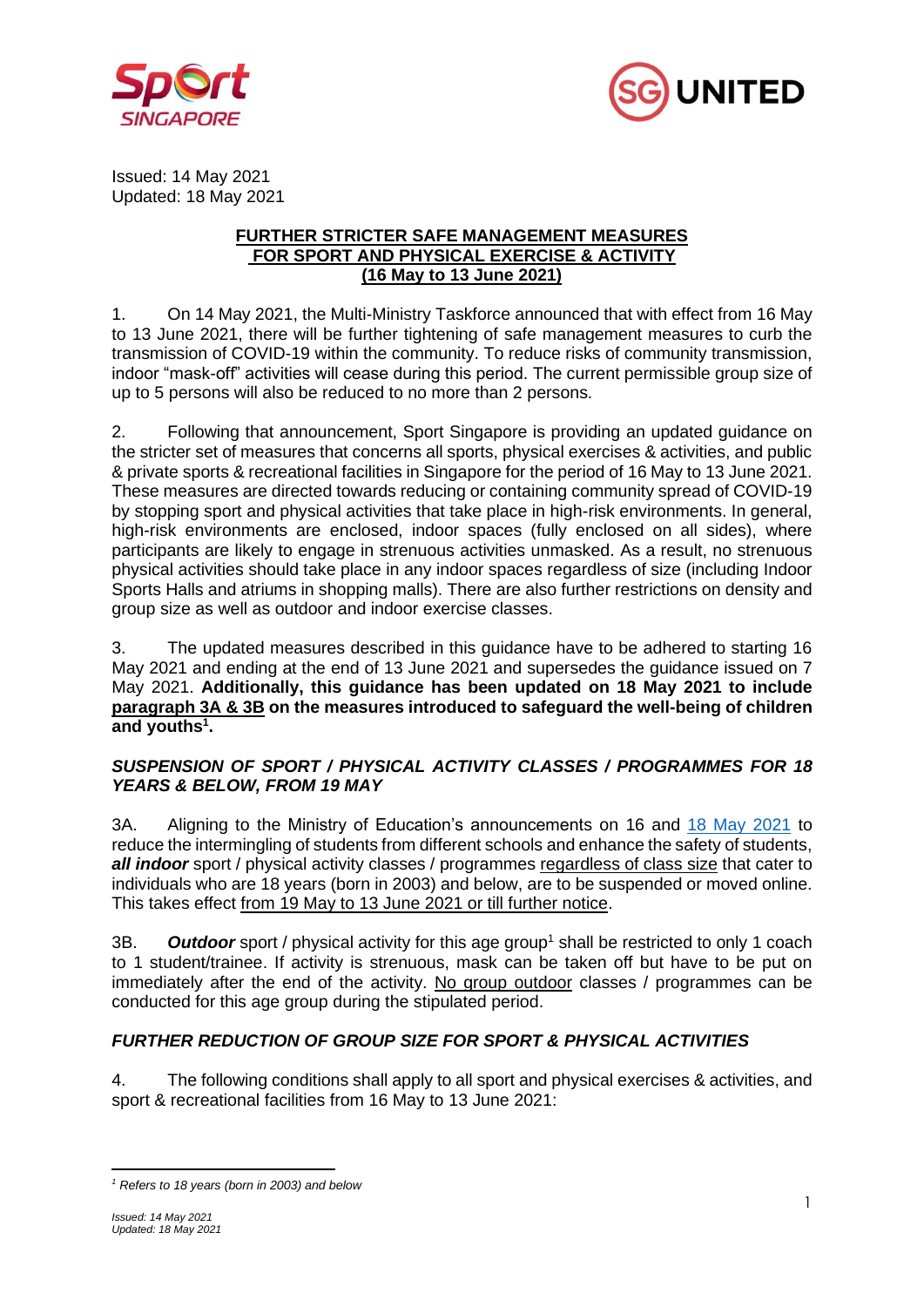Issued: 14 May 2021
Updated: 18 May 2021

## FURTHER STRICTER SAFE MANAGEMENT MEASURES FOR SPORT AND PHYSICAL EXERCISE & ACTIVITY (16 May to 13 June 2021)

1. On 14 May 2021, the Multi-Ministry Taskforce announced that with effect from 16 May to 13 June 2021, there will be further tightening of safe management measures to curb the transmission of COVID-19 within the community. To reduce risks of community transmission, indoor "mask-off" activities will cease during this period. The current permissible group size of up to 5 persons will also be reduced to no more than 2 persons.

2. Following that announcement, Sport Singapore is providing an updated guidance on the stricter set of measures that concerns all sports, physical exercises & activities, and public & private sports & recreational facilities in Singapore for the period of 16 May to 13 June 2021. These measures are directed towards reducing or containing community spread of COVID-19 by stopping sport and physical activities that take place in high-risk environments. In general, high-risk environments are enclosed, indoor spaces (fully enclosed on all sides), where participants are likely to engage in strenuous activities unmasked. As a result, no strenuous physical activities should take place in any indoor spaces regardless of size (including Indoor Sports Halls and atriums in shopping malls). There are also further restrictions on density and group size as well as outdoor and indoor exercise classes.

3. The updated measures described in this guidance have to be adhered to starting 16 May 2021 and ending at the end of 13 June 2021 and supersedes the guidance issued on 7 May 2021. **Additionally, this guidance has been updated on 18 May 2021 to include paragraph 3A & 3B on the measures introduced to safeguard the well-being of children and youths[1].**

### *SUSPENSION OF SPORT / PHYSICAL ACTIVITY CLASSES / PROGRAMMES FOR 18 YEARS & BELOW, FROM 19 MAY*

3A. Aligning to the Ministry of Education's announcements on 16 and 18 May 2021 to reduce the intermingling of students from different schools and enhance the safety of students, ***all indoor*** sport / physical activity classes / programmes regardless of class size that cater to individuals who are 18 years (born in 2003) and below, are to be suspended or moved online. This takes effect from 19 May to 13 June 2021 or till further notice.

3B. ***Outdoor*** sport / physical activity for this age group[1] shall be restricted to only 1 coach to 1 student/trainee. If activity is strenuous, mask can be taken off but have to be put on immediately after the end of the activity. No group outdoor classes / programmes can be conducted for this age group during the stipulated period.

### *FURTHER REDUCTION OF GROUP SIZE FOR SPORT & PHYSICAL ACTIVITIES*

4. The following conditions shall apply to all sport and physical exercises & activities, and sport & recreational facilities from 16 May to 13 June 2021:

---

[1] *Refers to 18 years (born in 2003) and below*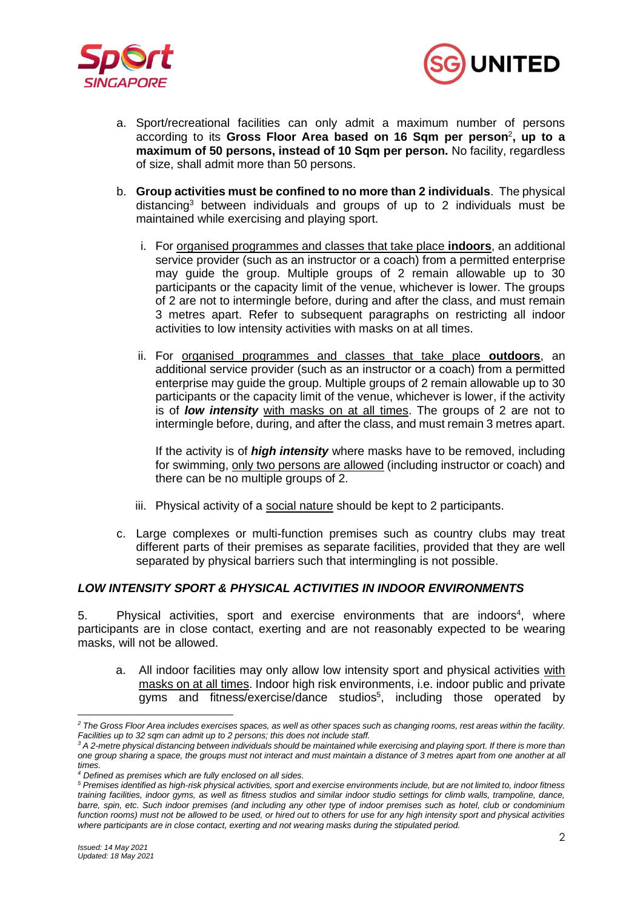a. Sport/recreational facilities can only admit a maximum number of persons according to its **Gross Floor Area based on 16 Sqm per person**[2]**, up to a maximum of 50 persons, instead of 10 Sqm per person.** No facility, regardless of size, shall admit more than 50 persons.

b. **Group activities must be confined to no more than 2 individuals**. The physical distancing[3] between individuals and groups of up to 2 individuals must be maintained while exercising and playing sport.

   i. For organised programmes and classes that take place **indoors**, an additional service provider (such as an instructor or a coach) from a permitted enterprise may guide the group. Multiple groups of 2 remain allowable up to 30 participants or the capacity limit of the venue, whichever is lower. The groups of 2 are not to intermingle before, during and after the class, and must remain 3 metres apart. Refer to subsequent paragraphs on restricting all indoor activities to low intensity activities with masks on at all times.

   ii. For organised programmes and classes that take place **outdoors**, an additional service provider (such as an instructor or a coach) from a permitted enterprise may guide the group. Multiple groups of 2 remain allowable up to 30 participants or the capacity limit of the venue, whichever is lower, if the activity is of ***low intensity*** with masks on at all times. The groups of 2 are not to intermingle before, during, and after the class, and must remain 3 metres apart.

   If the activity is of ***high intensity*** where masks have to be removed, including for swimming, only two persons are allowed (including instructor or coach) and there can be no multiple groups of 2.

   iii. Physical activity of a social nature should be kept to 2 participants.

c. Large complexes or multi-function premises such as country clubs may treat different parts of their premises as separate facilities, provided that they are well separated by physical barriers such that intermingling is not possible.

### *LOW INTENSITY SPORT & PHYSICAL ACTIVITIES IN INDOOR ENVIRONMENTS*

5. Physical activities, sport and exercise environments that are indoors[4], where participants are in close contact, exerting and are not reasonably expected to be wearing masks, will not be allowed.

a. All indoor facilities may only allow low intensity sport and physical activities with masks on at all times. Indoor high risk environments, i.e. indoor public and private gyms and fitness/exercise/dance studios[5], including those operated by

---

[2] *The Gross Floor Area includes exercises spaces, as well as other spaces such as changing rooms, rest areas within the facility. Facilities up to 32 sqm can admit up to 2 persons; this does not include staff.*

[3] *A 2-metre physical distancing between individuals should be maintained while exercising and playing sport. If there is more than one group sharing a space, the groups must not interact and must maintain a distance of 3 metres apart from one another at all times.*

[4] *Defined as premises which are fully enclosed on all sides.*

[5] *Premises identified as high-risk physical activities, sport and exercise environments include, but are not limited to, indoor fitness training facilities, indoor gyms, as well as fitness studios and similar indoor studio settings for climb walls, trampoline, dance, barre, spin, etc. Such indoor premises (and including any other type of indoor premises such as hotel, club or condominium function rooms) must not be allowed to be used, or hired out to others for use for any high intensity sport and physical activities where participants are in close contact, exerting and not wearing masks during the stipulated period.*

*Issued: 14 May 2021*
*Updated: 18 May 2021*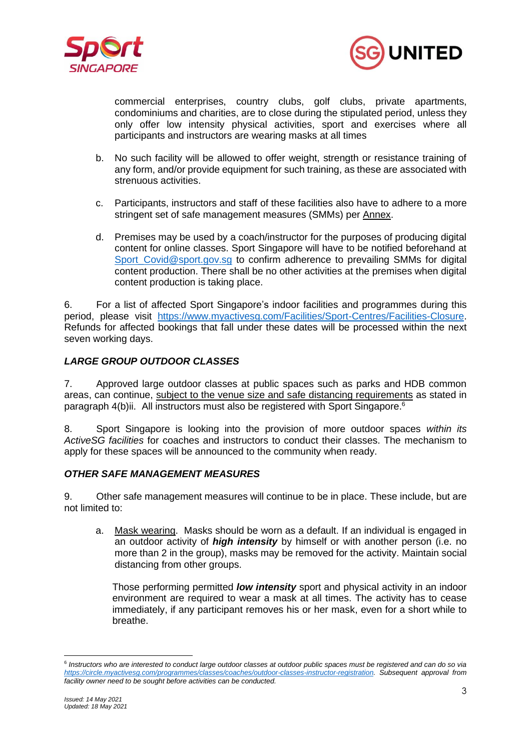commercial enterprises, country clubs, golf clubs, private apartments, condominiums and charities, are to close during the stipulated period, unless they only offer low intensity physical activities, sport and exercises where all participants and instructors are wearing masks at all times

b. No such facility will be allowed to offer weight, strength or resistance training of any form, and/or provide equipment for such training, as these are associated with strenuous activities.

c. Participants, instructors and staff of these facilities also have to adhere to a more stringent set of safe management measures (SMMs) per Annex.

d. Premises may be used by a coach/instructor for the purposes of producing digital content for online classes. Sport Singapore will have to be notified beforehand at Sport_Covid@sport.gov.sg to confirm adherence to prevailing SMMs for digital content production. There shall be no other activities at the premises when digital content production is taking place.

6. For a list of affected Sport Singapore's indoor facilities and programmes during this period, please visit https://www.myactivesg.com/Facilities/Sport-Centres/Facilities-Closure. Refunds for affected bookings that fall under these dates will be processed within the next seven working days.

### *LARGE GROUP OUTDOOR CLASSES*

7. Approved large outdoor classes at public spaces such as parks and HDB common areas, can continue, subject to the venue size and safe distancing requirements as stated in paragraph 4(b)ii. All instructors must also be registered with Sport Singapore.[6]

8. Sport Singapore is looking into the provision of more outdoor spaces *within its ActiveSG facilities* for coaches and instructors to conduct their classes. The mechanism to apply for these spaces will be announced to the community when ready.

### *OTHER SAFE MANAGEMENT MEASURES*

9. Other safe management measures will continue to be in place. These include, but are not limited to:

a. Mask wearing. Masks should be worn as a default. If an individual is engaged in an outdoor activity of ***high intensity*** by himself or with another person (i.e. no more than 2 in the group), masks may be removed for the activity. Maintain social distancing from other groups.

Those performing permitted ***low intensity*** sport and physical activity in an indoor environment are required to wear a mask at all times. The activity has to cease immediately, if any participant removes his or her mask, even for a short while to breathe.

---

[6] *Instructors who are interested to conduct large outdoor classes at outdoor public spaces must be registered and can do so via https://circle.myactivesg.com/programmes/classes/coaches/outdoor-classes-instructor-registration. Subsequent approval from facility owner need to be sought before activities can be conducted.*

*Issued: 14 May 2021*
*Updated: 18 May 2021*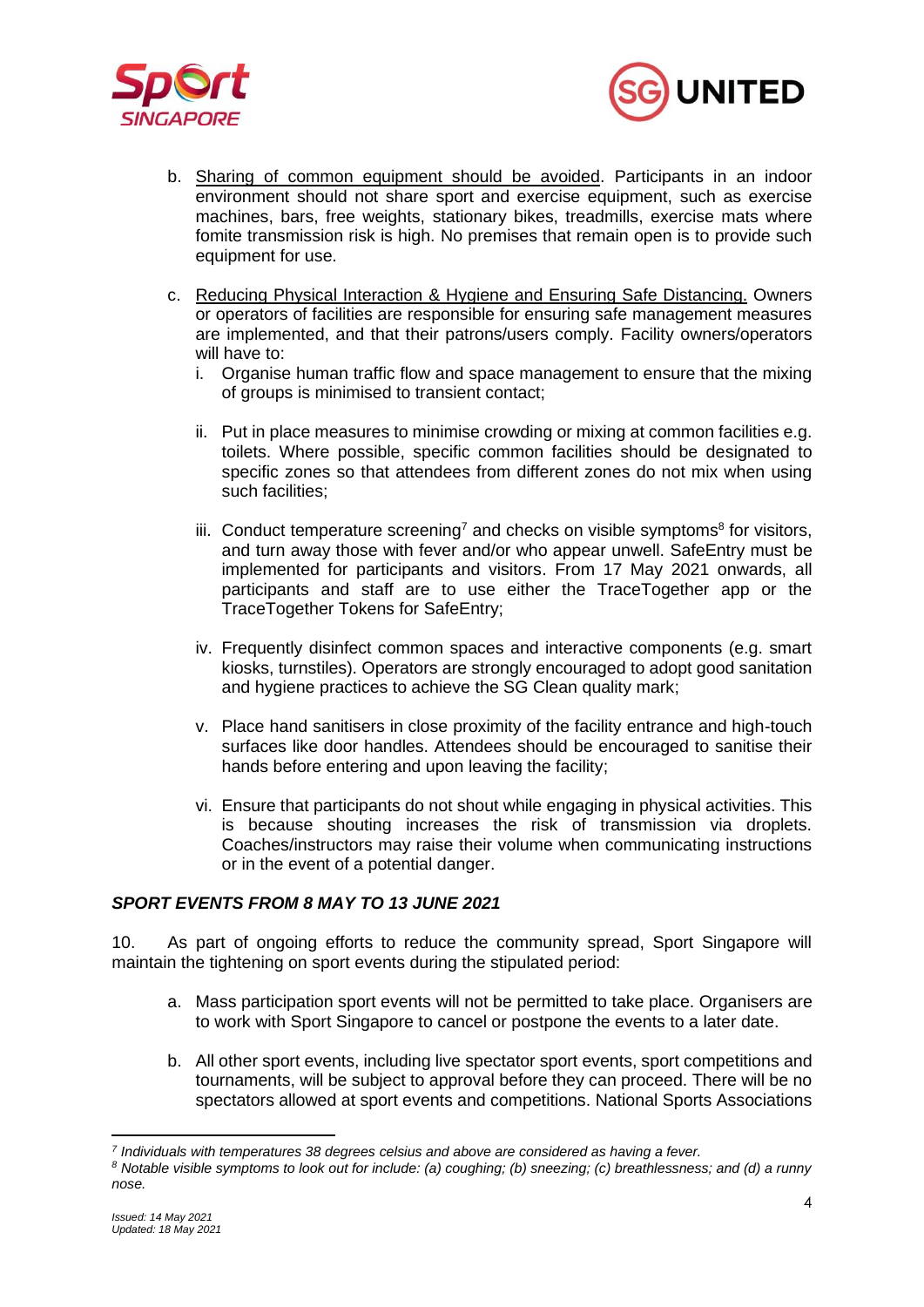b. Sharing of common equipment should be avoided. Participants in an indoor environment should not share sport and exercise equipment, such as exercise machines, bars, free weights, stationary bikes, treadmills, exercise mats where fomite transmission risk is high. No premises that remain open is to provide such equipment for use.

c. Reducing Physical Interaction & Hygiene and Ensuring Safe Distancing. Owners or operators of facilities are responsible for ensuring safe management measures are implemented, and that their patrons/users comply. Facility owners/operators will have to:

   i. Organise human traffic flow and space management to ensure that the mixing of groups is minimised to transient contact;

   ii. Put in place measures to minimise crowding or mixing at common facilities e.g. toilets. Where possible, specific common facilities should be designated to specific zones so that attendees from different zones do not mix when using such facilities;

   iii. Conduct temperature screening[7] and checks on visible symptoms[8] for visitors, and turn away those with fever and/or who appear unwell. SafeEntry must be implemented for participants and visitors. From 17 May 2021 onwards, all participants and staff are to use either the TraceTogether app or the TraceTogether Tokens for SafeEntry;

   iv. Frequently disinfect common spaces and interactive components (e.g. smart kiosks, turnstiles). Operators are strongly encouraged to adopt good sanitation and hygiene practices to achieve the SG Clean quality mark;

   v. Place hand sanitisers in close proximity of the facility entrance and high-touch surfaces like door handles. Attendees should be encouraged to sanitise their hands before entering and upon leaving the facility;

   vi. Ensure that participants do not shout while engaging in physical activities. This is because shouting increases the risk of transmission via droplets. Coaches/instructors may raise their volume when communicating instructions or in the event of a potential danger.

***SPORT EVENTS FROM 8 MAY TO 13 JUNE 2021***

10. As part of ongoing efforts to reduce the community spread, Sport Singapore will maintain the tightening on sport events during the stipulated period:

a. Mass participation sport events will not be permitted to take place. Organisers are to work with Sport Singapore to cancel or postpone the events to a later date.

b. All other sport events, including live spectator sport events, sport competitions and tournaments, will be subject to approval before they can proceed. There will be no spectators allowed at sport events and competitions. National Sports Associations

---

*[7] Individuals with temperatures 38 degrees celsius and above are considered as having a fever.*

*[8] Notable visible symptoms to look out for include: (a) coughing; (b) sneezing; (c) breathlessness; and (d) a runny nose.*

*Issued: 14 May 2021*
*Updated: 18 May 2021*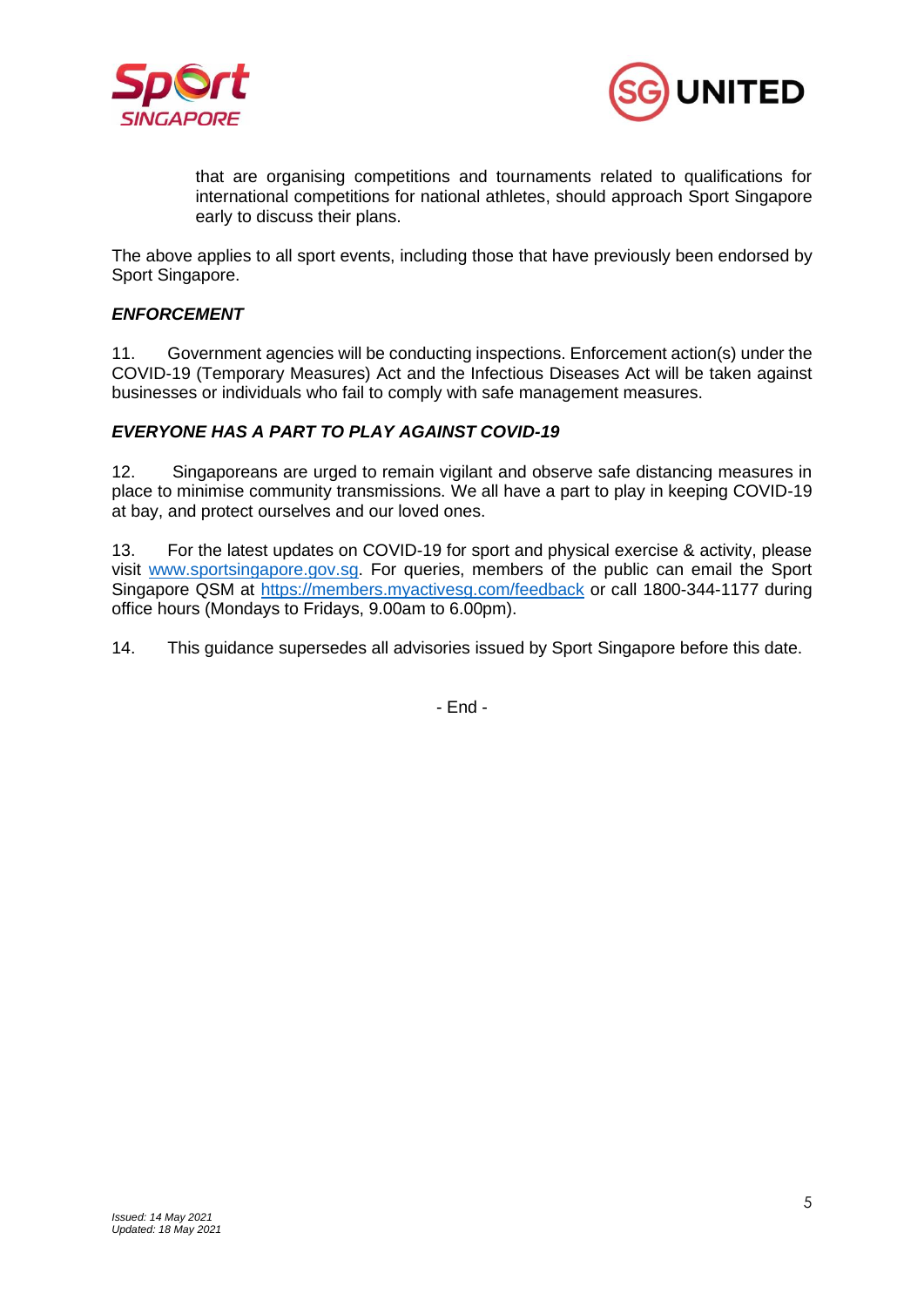that are organising competitions and tournaments related to qualifications for international competitions for national athletes, should approach Sport Singapore early to discuss their plans.

The above applies to all sport events, including those that have previously been endorsed by Sport Singapore.

### *ENFORCEMENT*

11. Government agencies will be conducting inspections. Enforcement action(s) under the COVID-19 (Temporary Measures) Act and the Infectious Diseases Act will be taken against businesses or individuals who fail to comply with safe management measures.

### *EVERYONE HAS A PART TO PLAY AGAINST COVID-19*

12. Singaporeans are urged to remain vigilant and observe safe distancing measures in place to minimise community transmissions. We all have a part to play in keeping COVID-19 at bay, and protect ourselves and our loved ones.

13. For the latest updates on COVID-19 for sport and physical exercise & activity, please visit [www.sportsingapore.gov.sg](www.sportsingapore.gov.sg). For queries, members of the public can email the Sport Singapore QSM at [https://members.myactivesg.com/feedback](https://members.myactivesg.com/feedback) or call 1800-344-1177 during office hours (Mondays to Fridays, 9.00am to 6.00pm).

14. This guidance supersedes all advisories issued by Sport Singapore before this date.

- End -

*Issued: 14 May 2021*
*Updated: 18 May 2021*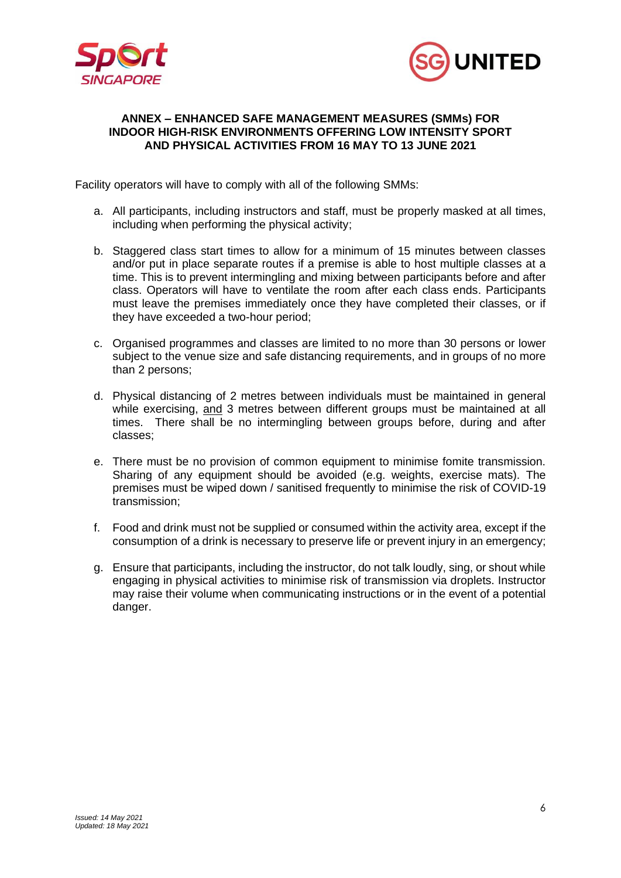## ANNEX – ENHANCED SAFE MANAGEMENT MEASURES (SMMs) FOR INDOOR HIGH-RISK ENVIRONMENTS OFFERING LOW INTENSITY SPORT AND PHYSICAL ACTIVITIES FROM 16 MAY TO 13 JUNE 2021

Facility operators will have to comply with all of the following SMMs:

a. All participants, including instructors and staff, must be properly masked at all times, including when performing the physical activity;

b. Staggered class start times to allow for a minimum of 15 minutes between classes and/or put in place separate routes if a premise is able to host multiple classes at a time. This is to prevent intermingling and mixing between participants before and after class. Operators will have to ventilate the room after each class ends. Participants must leave the premises immediately once they have completed their classes, or if they have exceeded a two-hour period;

c. Organised programmes and classes are limited to no more than 30 persons or lower subject to the venue size and safe distancing requirements, and in groups of no more than 2 persons;

d. Physical distancing of 2 metres between individuals must be maintained in general while exercising, <u>and</u> 3 metres between different groups must be maintained at all times. There shall be no intermingling between groups before, during and after classes;

e. There must be no provision of common equipment to minimise fomite transmission. Sharing of any equipment should be avoided (e.g. weights, exercise mats). The premises must be wiped down / sanitised frequently to minimise the risk of COVID-19 transmission;

f. Food and drink must not be supplied or consumed within the activity area, except if the consumption of a drink is necessary to preserve life or prevent injury in an emergency;

g. Ensure that participants, including the instructor, do not talk loudly, sing, or shout while engaging in physical activities to minimise risk of transmission via droplets. Instructor may raise their volume when communicating instructions or in the event of a potential danger.

*Issued: 14 May 2021*
*Updated: 18 May 2021*